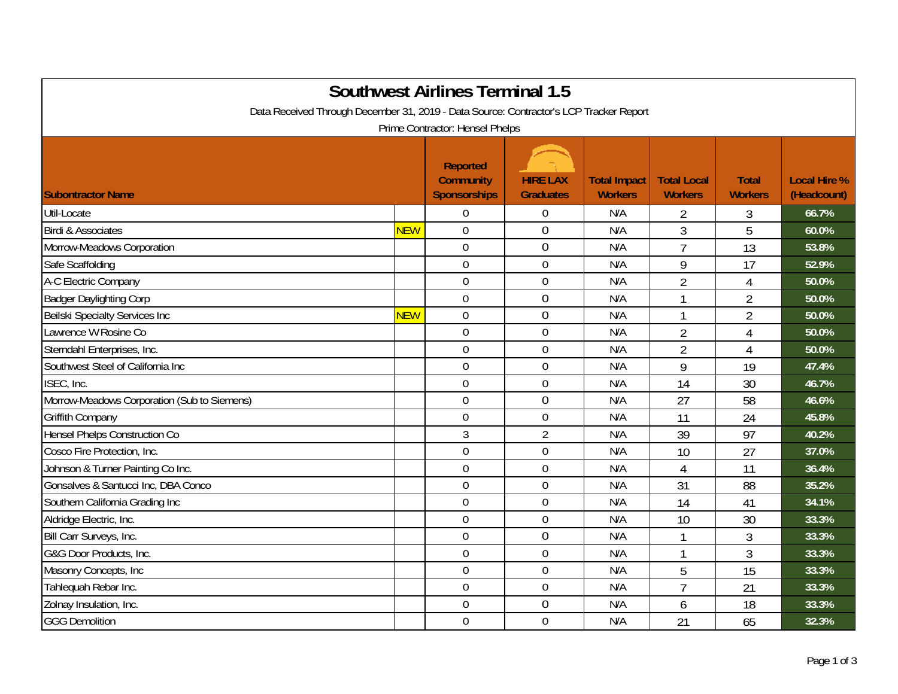# Southwest Airlines Terminal 1.5

Data Received Through December 31, 2019 - Data Source: Contractor's LCP Tracker Report

Prime Contractor: Hensel Phelps

| Subontractor Name | | Reported Community Sponsorships | HIRE LAX Graduates | Total Impact Workers | Total Local Workers | Total Workers | Local Hire % (Headcount) |
|---|---|---|---|---|---|---|---|
| Util-Locate | | 0 | 0 | N/A | 2 | 3 | 66.7% |
| Birdi & Associates | NEW | 0 | 0 | N/A | 3 | 5 | 60.0% |
| Morrow-Meadows Corporation | | 0 | 0 | N/A | 7 | 13 | 53.8% |
| Safe Scaffolding | | 0 | 0 | N/A | 9 | 17 | 52.9% |
| A-C Electric Company | | 0 | 0 | N/A | 2 | 4 | 50.0% |
| Badger Daylighting Corp | | 0 | 0 | N/A | 1 | 2 | 50.0% |
| Beilski Specialty Services Inc | NEW | 0 | 0 | N/A | 1 | 2 | 50.0% |
| Lawrence W Rosine Co | | 0 | 0 | N/A | 2 | 4 | 50.0% |
| Sterndahl Enterprises, Inc. | | 0 | 0 | N/A | 2 | 4 | 50.0% |
| Southwest Steel of California Inc | | 0 | 0 | N/A | 9 | 19 | 47.4% |
| ISEC, Inc. | | 0 | 0 | N/A | 14 | 30 | 46.7% |
| Morrow-Meadows Corporation (Sub to Siemens) | | 0 | 0 | N/A | 27 | 58 | 46.6% |
| Griffith Company | | 0 | 0 | N/A | 11 | 24 | 45.8% |
| Hensel Phelps Construction Co | | 3 | 2 | N/A | 39 | 97 | 40.2% |
| Cosco Fire Protection, Inc. | | 0 | 0 | N/A | 10 | 27 | 37.0% |
| Johnson & Turner Painting Co Inc. | | 0 | 0 | N/A | 4 | 11 | 36.4% |
| Gonsalves & Santucci Inc, DBA Conco | | 0 | 0 | N/A | 31 | 88 | 35.2% |
| Southern California Grading Inc | | 0 | 0 | N/A | 14 | 41 | 34.1% |
| Aldridge Electric, Inc. | | 0 | 0 | N/A | 10 | 30 | 33.3% |
| Bill Carr Surveys, Inc. | | 0 | 0 | N/A | 1 | 3 | 33.3% |
| G&G Door Products, Inc. | | 0 | 0 | N/A | 1 | 3 | 33.3% |
| Masonry Concepts, Inc | | 0 | 0 | N/A | 5 | 15 | 33.3% |
| Tahlequah Rebar Inc. | | 0 | 0 | N/A | 7 | 21 | 33.3% |
| Zolnay Insulation, Inc. | | 0 | 0 | N/A | 6 | 18 | 33.3% |
| GGG Demolition | | 0 | 0 | N/A | 21 | 65 | 32.3% |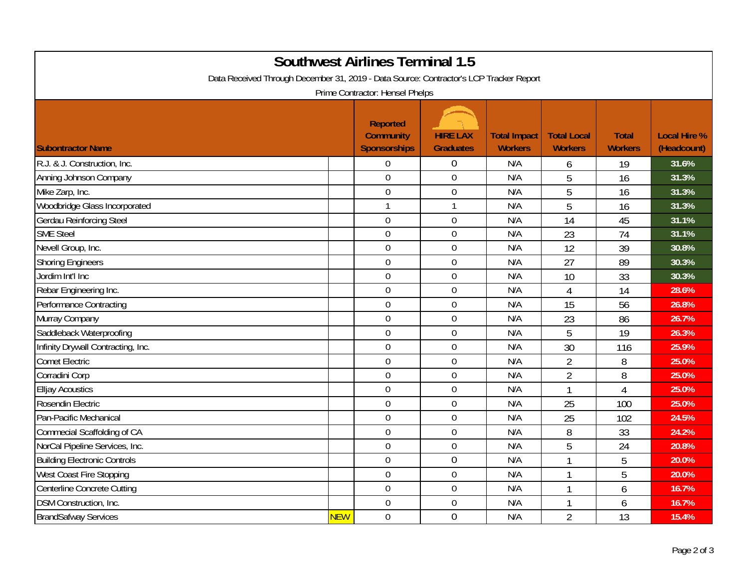# Southwest Airlines Terminal 1.5

Data Received Through December 31, 2019 - Data Source: Contractor's LCP Tracker Report

Prime Contractor: Hensel Phelps

| Subontractor Name | | Reported Community Sponsorships | HIRE LAX Graduates | Total Impact Workers | Total Local Workers | Total Workers | Local Hire % (Headcount) |
|---|---|---|---|---|---|---|---|
| R.J. & J. Construction, Inc. | | 0 | 0 | N/A | 6 | 19 | 31.6% |
| Anning Johnson Company | | 0 | 0 | N/A | 5 | 16 | 31.3% |
| Mike Zarp, Inc. | | 0 | 0 | N/A | 5 | 16 | 31.3% |
| Woodbridge Glass Incorporated | | 1 | 1 | N/A | 5 | 16 | 31.3% |
| Gerdau Reinforcing Steel | | 0 | 0 | N/A | 14 | 45 | 31.1% |
| SME Steel | | 0 | 0 | N/A | 23 | 74 | 31.1% |
| Nevell Group, Inc. | | 0 | 0 | N/A | 12 | 39 | 30.8% |
| Shoring Engineers | | 0 | 0 | N/A | 27 | 89 | 30.3% |
| Jordim Int'l Inc | | 0 | 0 | N/A | 10 | 33 | 30.3% |
| Rebar Engineering Inc. | | 0 | 0 | N/A | 4 | 14 | 28.6% |
| Performance Contracting | | 0 | 0 | N/A | 15 | 56 | 26.8% |
| Murray Company | | 0 | 0 | N/A | 23 | 86 | 26.7% |
| Saddleback Waterproofing | | 0 | 0 | N/A | 5 | 19 | 26.3% |
| Infinity Drywall Contracting, Inc. | | 0 | 0 | N/A | 30 | 116 | 25.9% |
| Comet Electric | | 0 | 0 | N/A | 2 | 8 | 25.0% |
| Corradini Corp | | 0 | 0 | N/A | 2 | 8 | 25.0% |
| Elljay Acoustics | | 0 | 0 | N/A | 1 | 4 | 25.0% |
| Rosendin Electric | | 0 | 0 | N/A | 25 | 100 | 25.0% |
| Pan-Pacific Mechanical | | 0 | 0 | N/A | 25 | 102 | 24.5% |
| Commecial Scaffolding of CA | | 0 | 0 | N/A | 8 | 33 | 24.2% |
| NorCal Pipeline Services, Inc. | | 0 | 0 | N/A | 5 | 24 | 20.8% |
| Building Electronic Controls | | 0 | 0 | N/A | 1 | 5 | 20.0% |
| West Coast Fire Stopping | | 0 | 0 | N/A | 1 | 5 | 20.0% |
| Centerline Concrete Cutting | | 0 | 0 | N/A | 1 | 6 | 16.7% |
| DSM Construction, Inc. | | 0 | 0 | N/A | 1 | 6 | 16.7% |
| BrandSafway Services | NEW | 0 | 0 | N/A | 2 | 13 | 15.4% |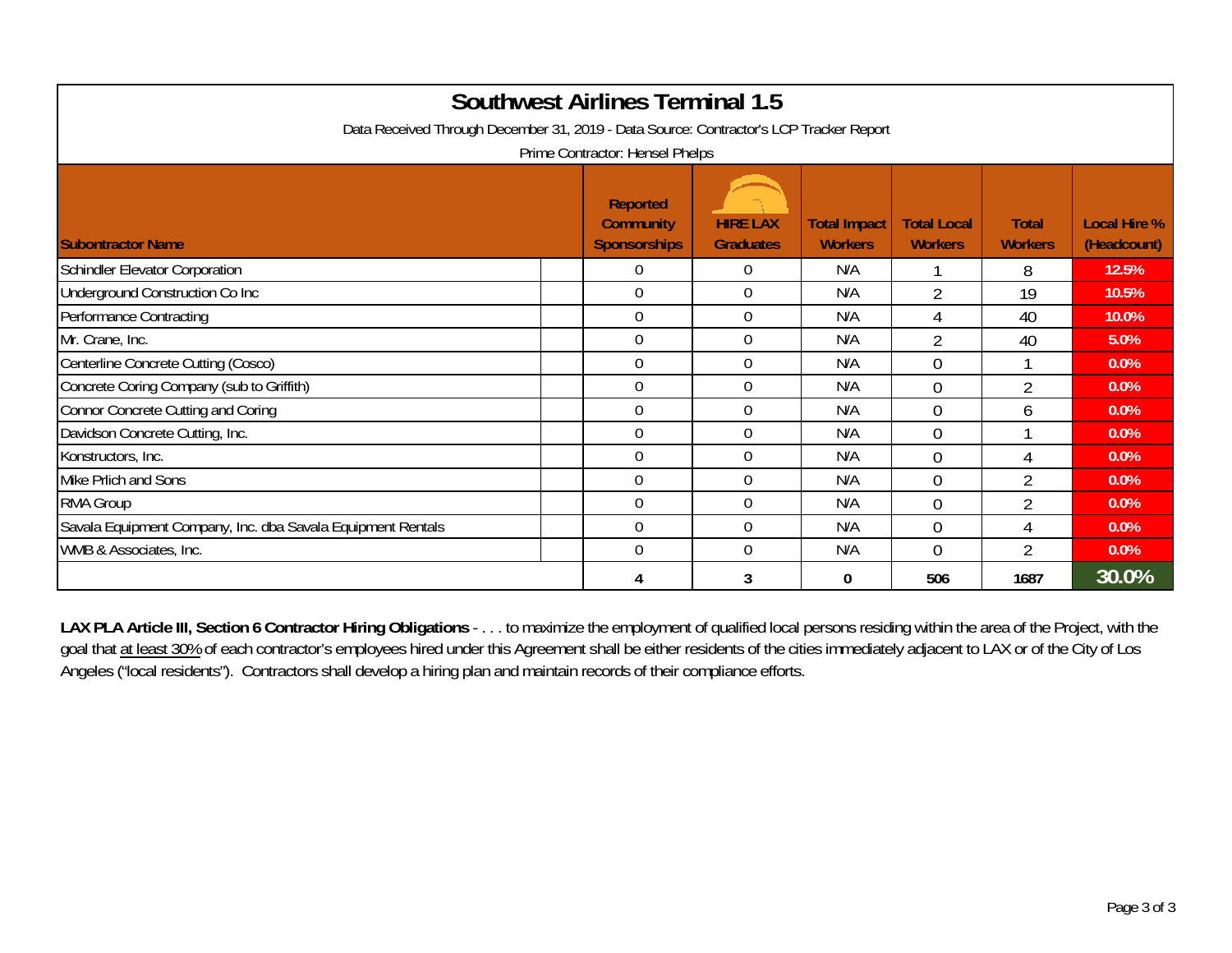# Southwest Airlines Terminal 1.5

Data Received Through December 31, 2019 - Data Source: Contractor's LCP Tracker Report

Prime Contractor: Hensel Phelps

| Subcontractor Name | Reported Community Sponsorships | HIRE LAX Graduates | Total Impact Workers | Total Local Workers | Total Workers | Local Hire % (Headcount) |
|---|---|---|---|---|---|---|
| Schindler Elevator Corporation | 0 | 0 | N/A | 1 | 8 | 12.5% |
| Underground Construction Co Inc | 0 | 0 | N/A | 2 | 19 | 10.5% |
| Performance Contracting | 0 | 0 | N/A | 4 | 40 | 10.0% |
| Mr. Crane, Inc. | 0 | 0 | N/A | 2 | 40 | 5.0% |
| Centerline Concrete Cutting (Cosco) | 0 | 0 | N/A | 0 | 1 | 0.0% |
| Concrete Coring Company (sub to Griffith) | 0 | 0 | N/A | 0 | 2 | 0.0% |
| Connor Concrete Cutting and Coring | 0 | 0 | N/A | 0 | 6 | 0.0% |
| Davidson Concrete Cutting, Inc. | 0 | 0 | N/A | 0 | 1 | 0.0% |
| Konstructors, Inc. | 0 | 0 | N/A | 0 | 4 | 0.0% |
| Mike Prlich and Sons | 0 | 0 | N/A | 0 | 2 | 0.0% |
| RMA Group | 0 | 0 | N/A | 0 | 2 | 0.0% |
| Savala Equipment Company, Inc. dba Savala Equipment Rentals | 0 | 0 | N/A | 0 | 4 | 0.0% |
| WMB & Associates, Inc. | 0 | 0 | N/A | 0 | 2 | 0.0% |
| | **4** | **3** | **0** | **506** | **1687** | **30.0%** |

**LAX PLA Article III, Section 6 Contractor Hiring Obligations** - . . . to maximize the employment of qualified local persons residing within the area of the Project, with the goal that <u>at least 30%</u> of each contractor's employees hired under this Agreement shall be either residents of the cities immediately adjacent to LAX or of the City of Los Angeles ("local residents"). Contractors shall develop a hiring plan and maintain records of their compliance efforts.